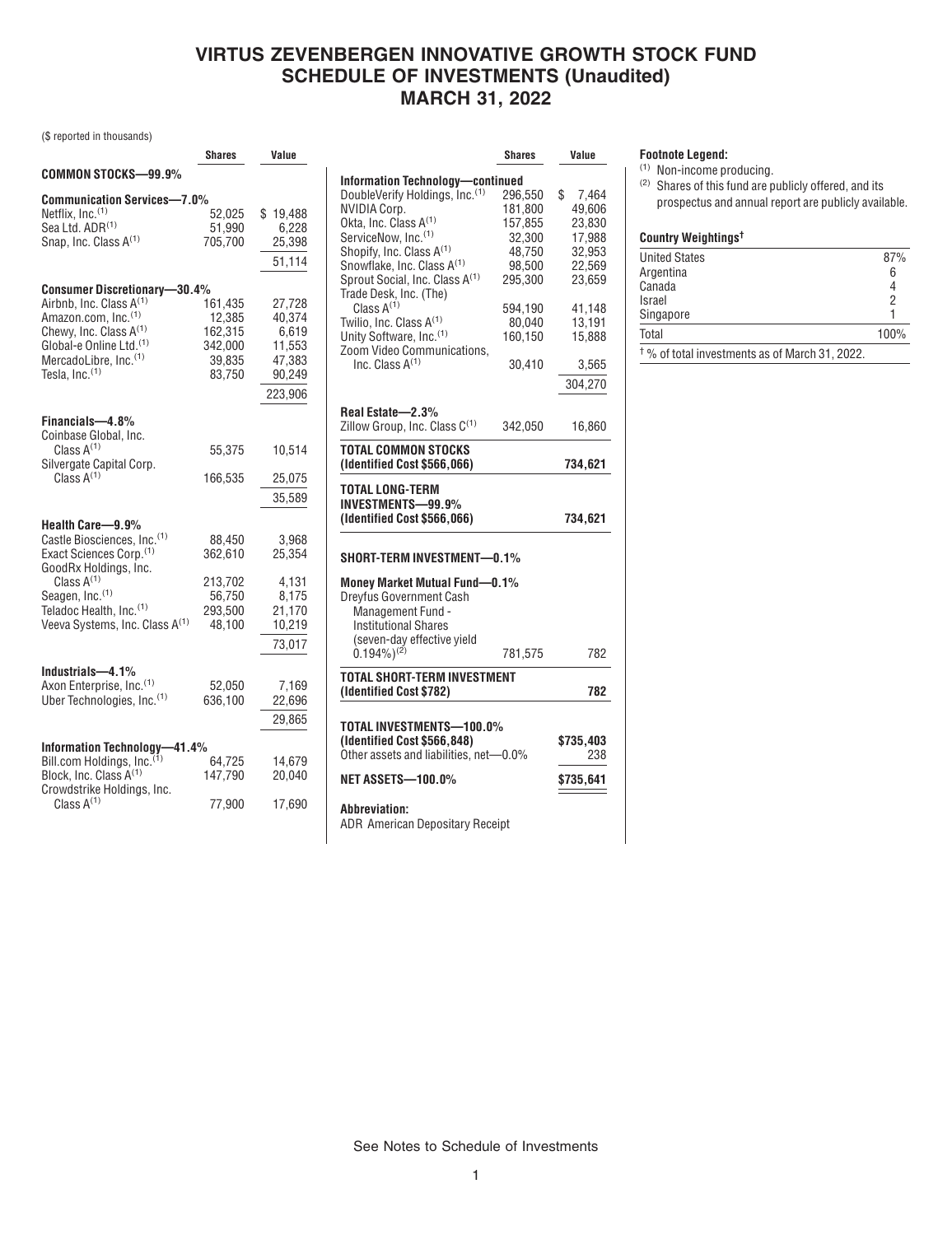# VIRTUS ZEVENBERGEN INNOVATIVE GROWTH STOCK FUND
# SCHEDULE OF INVESTMENTS (Unaudited)
# MARCH 31, 2022

($ reported in thousands)

| | Shares | Value |
|---|---|---|
| **COMMON STOCKS—99.9%** | | |
| **Communication Services—7.0%** | | |
| Netflix, Inc.[(1)] | 52,025 | $ 19,488 |
| Sea Ltd. ADR[(1)] | 51,990 | 6,228 |
| Snap, Inc. Class A[(1)] | 705,700 | 25,398 |
| | | 51,114 |
| **Consumer Discretionary—30.4%** | | |
| Airbnb, Inc. Class A[(1)] | 161,435 | 27,728 |
| Amazon.com, Inc.[(1)] | 12,385 | 40,374 |
| Chewy, Inc. Class A[(1)] | 162,315 | 6,619 |
| Global-e Online Ltd.[(1)] | 342,000 | 11,553 |
| MercadoLibre, Inc.[(1)] | 39,835 | 47,383 |
| Tesla, Inc.[(1)] | 83,750 | 90,249 |
| | | 223,906 |
| **Financials—4.8%** | | |
| Coinbase Global, Inc. Class A[(1)] | 55,375 | 10,514 |
| Silvergate Capital Corp. Class A[(1)] | 166,535 | 25,075 |
| | | 35,589 |
| **Health Care—9.9%** | | |
| Castle Biosciences, Inc.[(1)] | 88,450 | 3,968 |
| Exact Sciences Corp.[(1)] | 362,610 | 25,354 |
| GoodRx Holdings, Inc. Class A[(1)] | 213,702 | 4,131 |
| Seagen, Inc.[(1)] | 56,750 | 8,175 |
| Teladoc Health, Inc.[(1)] | 293,500 | 21,170 |
| Veeva Systems, Inc. Class A[(1)] | 48,100 | 10,219 |
| | | 73,017 |
| **Industrials—4.1%** | | |
| Axon Enterprise, Inc.[(1)] | 52,050 | 7,169 |
| Uber Technologies, Inc.[(1)] | 636,100 | 22,696 |
| | | 29,865 |
| **Information Technology—41.4%** | | |
| Bill.com Holdings, Inc.[(1)] | 64,725 | 14,679 |
| Block, Inc. Class A[(1)] | 147,790 | 20,040 |
| Crowdstrike Holdings, Inc. Class A[(1)] | 77,900 | 17,690 |
| DoubleVerify Holdings, Inc.[(1)] | 296,550 | $ 7,464 |
| NVIDIA Corp. | 181,800 | 49,606 |
| Okta, Inc. Class A[(1)] | 157,855 | 23,830 |
| ServiceNow, Inc.[(1)] | 32,300 | 17,988 |
| Shopify, Inc. Class A[(1)] | 48,750 | 32,953 |
| Snowflake, Inc. Class A[(1)] | 98,500 | 22,569 |
| Sprout Social, Inc. Class A[(1)] | 295,300 | 23,659 |
| Trade Desk, Inc. (The) Class A[(1)] | 594,190 | 41,148 |
| Twilio, Inc. Class A[(1)] | 80,040 | 13,191 |
| Unity Software, Inc.[(1)] | 160,150 | 15,888 |
| Zoom Video Communications, Inc. Class A[(1)] | 30,410 | 3,565 |
| | | 304,270 |
| **Real Estate—2.3%** | | |
| Zillow Group, Inc. Class C[(1)] | 342,050 | 16,860 |
| **TOTAL COMMON STOCKS (Identified Cost $566,066)** | | **734,621** |
| **TOTAL LONG-TERM INVESTMENTS—99.9% (Identified Cost $566,066)** | | **734,621** |
| **SHORT-TERM INVESTMENT—0.1%** | | |
| **Money Market Mutual Fund—0.1%** | | |
| Dreyfus Government Cash Management Fund - Institutional Shares (seven-day effective yield 0.194%)[(2)] | 781,575 | 782 |
| **TOTAL SHORT-TERM INVESTMENT (Identified Cost $782)** | | **782** |
| **TOTAL INVESTMENTS—100.0% (Identified Cost $566,848)** | | **$735,403** |
| Other assets and liabilities, net—0.0% | | 238 |
| **NET ASSETS—100.0%** | | **$735,641** |

**Abbreviation:**
ADR American Depositary Receipt

**Footnote Legend:**
(1) Non-income producing.
(2) Shares of this fund are publicly offered, and its prospectus and annual report are publicly available.

**Country Weightings†**

| | |
|---|---|
| United States | 87% |
| Argentina | 6 |
| Canada | 4 |
| Israel | 2 |
| Singapore | 1 |
| Total | 100% |

† % of total investments as of March 31, 2022.

See Notes to Schedule of Investments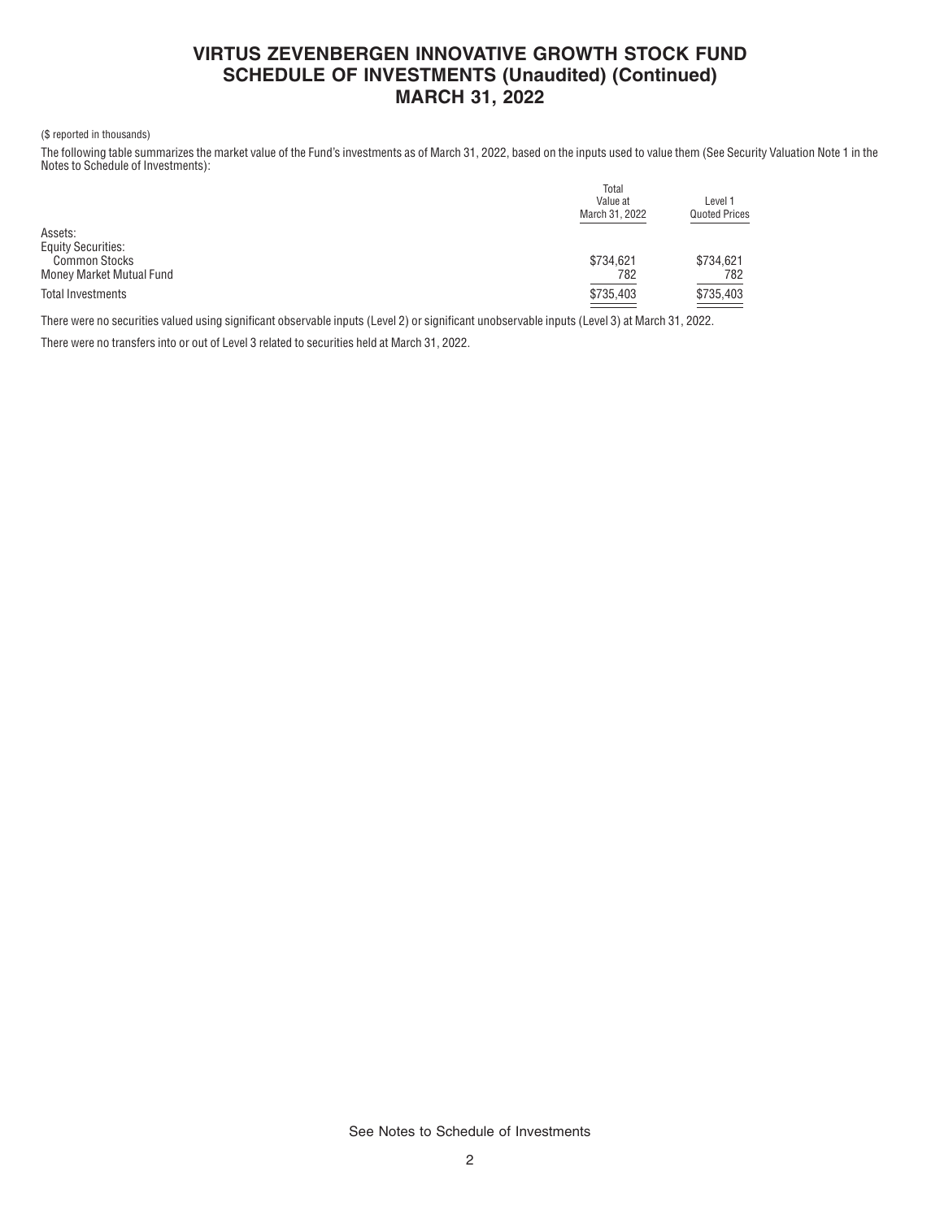# VIRTUS ZEVENBERGEN INNOVATIVE GROWTH STOCK FUND
## SCHEDULE OF INVESTMENTS (Unaudited) (Continued)
## MARCH 31, 2022

($ reported in thousands)

The following table summarizes the market value of the Fund's investments as of March 31, 2022, based on the inputs used to value them (See Security Valuation Note 1 in the Notes to Schedule of Investments):

| | Total Value at March 31, 2022 | Level 1 Quoted Prices |
|---|---|---|
| Assets: | | |
| Equity Securities: | | |
| Common Stocks | $734,621 | $734,621 |
| Money Market Mutual Fund | 782 | 782 |
| Total Investments | $735,403 | $735,403 |

There were no securities valued using significant observable inputs (Level 2) or significant unobservable inputs (Level 3) at March 31, 2022.

There were no transfers into or out of Level 3 related to securities held at March 31, 2022.

See Notes to Schedule of Investments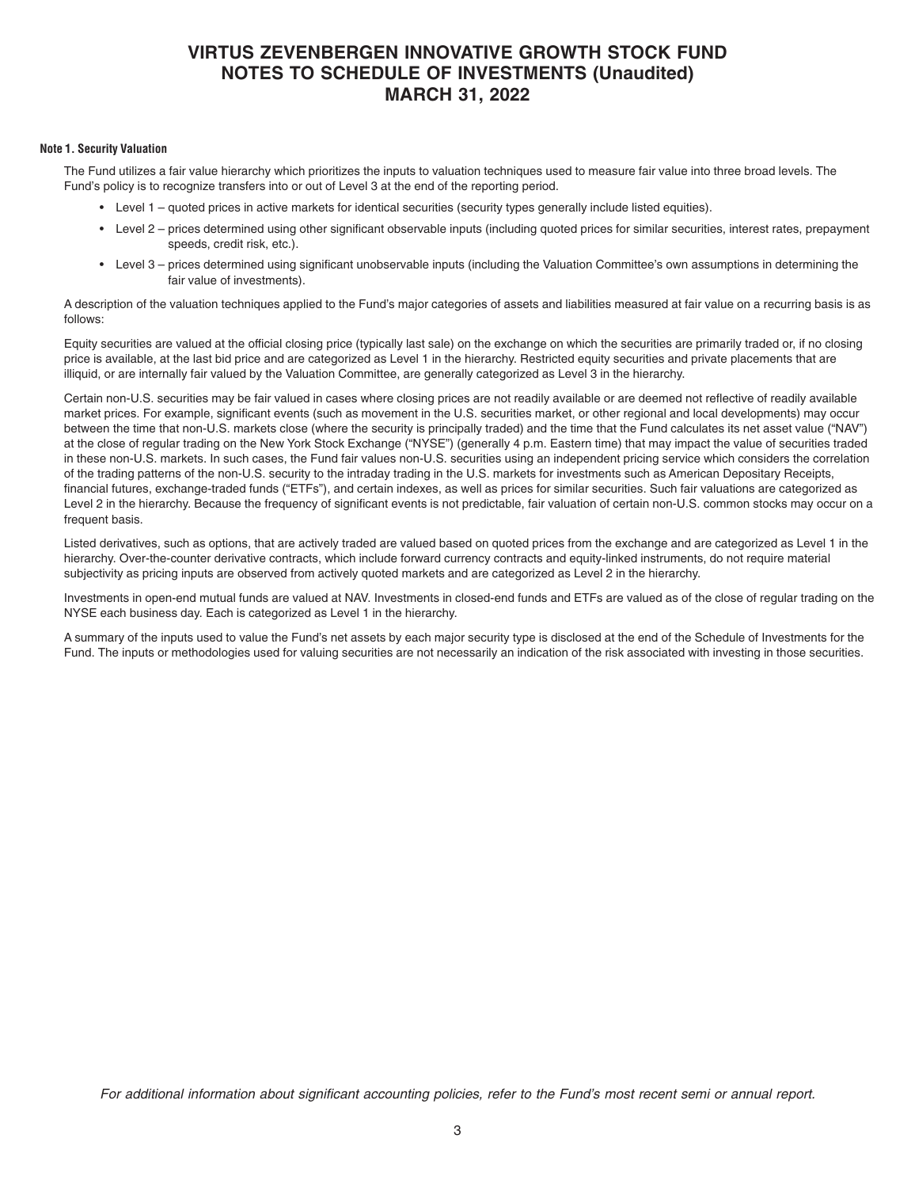# VIRTUS ZEVENBERGEN INNOVATIVE GROWTH STOCK FUND
# NOTES TO SCHEDULE OF INVESTMENTS (Unaudited)
# MARCH 31, 2022

**Note 1. Security Valuation**

The Fund utilizes a fair value hierarchy which prioritizes the inputs to valuation techniques used to measure fair value into three broad levels. The Fund's policy is to recognize transfers into or out of Level 3 at the end of the reporting period.

- Level 1 – quoted prices in active markets for identical securities (security types generally include listed equities).
- Level 2 – prices determined using other significant observable inputs (including quoted prices for similar securities, interest rates, prepayment speeds, credit risk, etc.).
- Level 3 – prices determined using significant unobservable inputs (including the Valuation Committee's own assumptions in determining the fair value of investments).

A description of the valuation techniques applied to the Fund's major categories of assets and liabilities measured at fair value on a recurring basis is as follows:

Equity securities are valued at the official closing price (typically last sale) on the exchange on which the securities are primarily traded or, if no closing price is available, at the last bid price and are categorized as Level 1 in the hierarchy. Restricted equity securities and private placements that are illiquid, or are internally fair valued by the Valuation Committee, are generally categorized as Level 3 in the hierarchy.

Certain non-U.S. securities may be fair valued in cases where closing prices are not readily available or are deemed not reflective of readily available market prices. For example, significant events (such as movement in the U.S. securities market, or other regional and local developments) may occur between the time that non-U.S. markets close (where the security is principally traded) and the time that the Fund calculates its net asset value ("NAV") at the close of regular trading on the New York Stock Exchange ("NYSE") (generally 4 p.m. Eastern time) that may impact the value of securities traded in these non-U.S. markets. In such cases, the Fund fair values non-U.S. securities using an independent pricing service which considers the correlation of the trading patterns of the non-U.S. security to the intraday trading in the U.S. markets for investments such as American Depositary Receipts, financial futures, exchange-traded funds ("ETFs"), and certain indexes, as well as prices for similar securities. Such fair valuations are categorized as Level 2 in the hierarchy. Because the frequency of significant events is not predictable, fair valuation of certain non-U.S. common stocks may occur on a frequent basis.

Listed derivatives, such as options, that are actively traded are valued based on quoted prices from the exchange and are categorized as Level 1 in the hierarchy. Over-the-counter derivative contracts, which include forward currency contracts and equity-linked instruments, do not require material subjectivity as pricing inputs are observed from actively quoted markets and are categorized as Level 2 in the hierarchy.

Investments in open-end mutual funds are valued at NAV. Investments in closed-end funds and ETFs are valued as of the close of regular trading on the NYSE each business day. Each is categorized as Level 1 in the hierarchy.

A summary of the inputs used to value the Fund's net assets by each major security type is disclosed at the end of the Schedule of Investments for the Fund. The inputs or methodologies used for valuing securities are not necessarily an indication of the risk associated with investing in those securities.

*For additional information about significant accounting policies, refer to the Fund's most recent semi or annual report.*